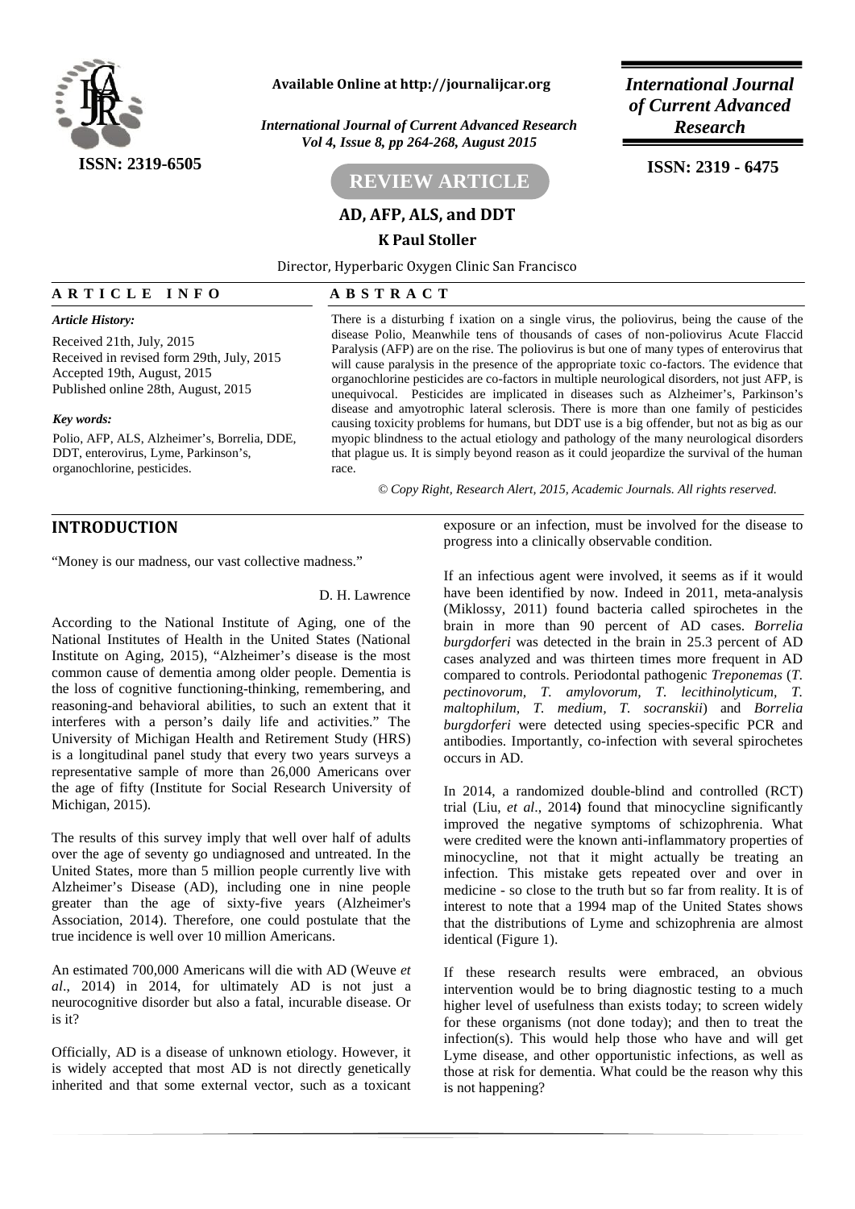Available Online at http://journalijcar.org

*International Journal of Current Advanced Research*
*Vol 4, Issue 8, pp 264-268, August 2015*

ISSN: 2319-6505

**International Journal of Current Advanced Research**

ISSN: 2319 - 6475

**REVIEW ARTICLE**

# AD, AFP, ALS, and DDT

**K Paul Stoller**

Director, Hyperbaric Oxygen Clinic San Francisco

**ARTICLE INFO**

*Article History:*

Received 21th, July, 2015
Received in revised form 29th, July, 2015
Accepted 19th, August, 2015
Published online 28th, August, 2015

*Key words:*

Polio, AFP, ALS, Alzheimer's, Borrelia, DDE, DDT, enterovirus, Lyme, Parkinson's, organochlorine, pesticides.

**ABSTRACT**

There is a disturbing f ixation on a single virus, the poliovirus, being the cause of the disease Polio, Meanwhile tens of thousands of cases of non-poliovirus Acute Flaccid Paralysis (AFP) are on the rise. The poliovirus is but one of many types of enterovirus that will cause paralysis in the presence of the appropriate toxic co-factors. The evidence that organochlorine pesticides are co-factors in multiple neurological disorders, not just AFP, is unequivocal. Pesticides are implicated in diseases such as Alzheimer's, Parkinson's disease and amyotrophic lateral sclerosis. There is more than one family of pesticides causing toxicity problems for humans, but DDT use is a big offender, but not as big as our myopic blindness to the actual etiology and pathology of the many neurological disorders that plague us. It is simply beyond reason as it could jeopardize the survival of the human race.

*© Copy Right, Research Alert, 2015, Academic Journals. All rights reserved.*

## INTRODUCTION

"Money is our madness, our vast collective madness."

D. H. Lawrence

According to the National Institute of Aging, one of the National Institutes of Health in the United States (National Institute on Aging, 2015), "Alzheimer's disease is the most common cause of dementia among older people. Dementia is the loss of cognitive functioning-thinking, remembering, and reasoning-and behavioral abilities, to such an extent that it interferes with a person's daily life and activities." The University of Michigan Health and Retirement Study (HRS) is a longitudinal panel study that every two years surveys a representative sample of more than 26,000 Americans over the age of fifty (Institute for Social Research University of Michigan, 2015).

The results of this survey imply that well over half of adults over the age of seventy go undiagnosed and untreated. In the United States, more than 5 million people currently live with Alzheimer's Disease (AD), including one in nine people greater than the age of sixty-five years (Alzheimer's Association, 2014). Therefore, one could postulate that the true incidence is well over 10 million Americans.

An estimated 700,000 Americans will die with AD (Weuve *et al*., 2014) in 2014, for ultimately AD is not just a neurocognitive disorder but also a fatal, incurable disease. Or is it?

Officially, AD is a disease of unknown etiology. However, it is widely accepted that most AD is not directly genetically inherited and that some external vector, such as a toxicant exposure or an infection, must be involved for the disease to progress into a clinically observable condition.

If an infectious agent were involved, it seems as if it would have been identified by now. Indeed in 2011, meta-analysis (Miklossy, 2011) found bacteria called spirochetes in the brain in more than 90 percent of AD cases. *Borrelia burgdorferi* was detected in the brain in 25.3 percent of AD cases analyzed and was thirteen times more frequent in AD compared to controls. Periodontal pathogenic *Treponemas* (*T. pectinovorum, T. amylovorum, T. lecithinolyticum, T. maltophilum, T. medium, T. socranskii*) and *Borrelia burgdorferi* were detected using species-specific PCR and antibodies. Importantly, co-infection with several spirochetes occurs in AD.

In 2014, a randomized double-blind and controlled (RCT) trial (Liu, *et al*., 2014**)** found that minocycline significantly improved the negative symptoms of schizophrenia. What were credited were the known anti-inflammatory properties of minocycline, not that it might actually be treating an infection. This mistake gets repeated over and over in medicine - so close to the truth but so far from reality. It is of interest to note that a 1994 map of the United States shows that the distributions of Lyme and schizophrenia are almost identical (Figure 1).

If these research results were embraced, an obvious intervention would be to bring diagnostic testing to a much higher level of usefulness than exists today; to screen widely for these organisms (not done today); and then to treat the infection(s). This would help those who have and will get Lyme disease, and other opportunistic infections, as well as those at risk for dementia. What could be the reason why this is not happening?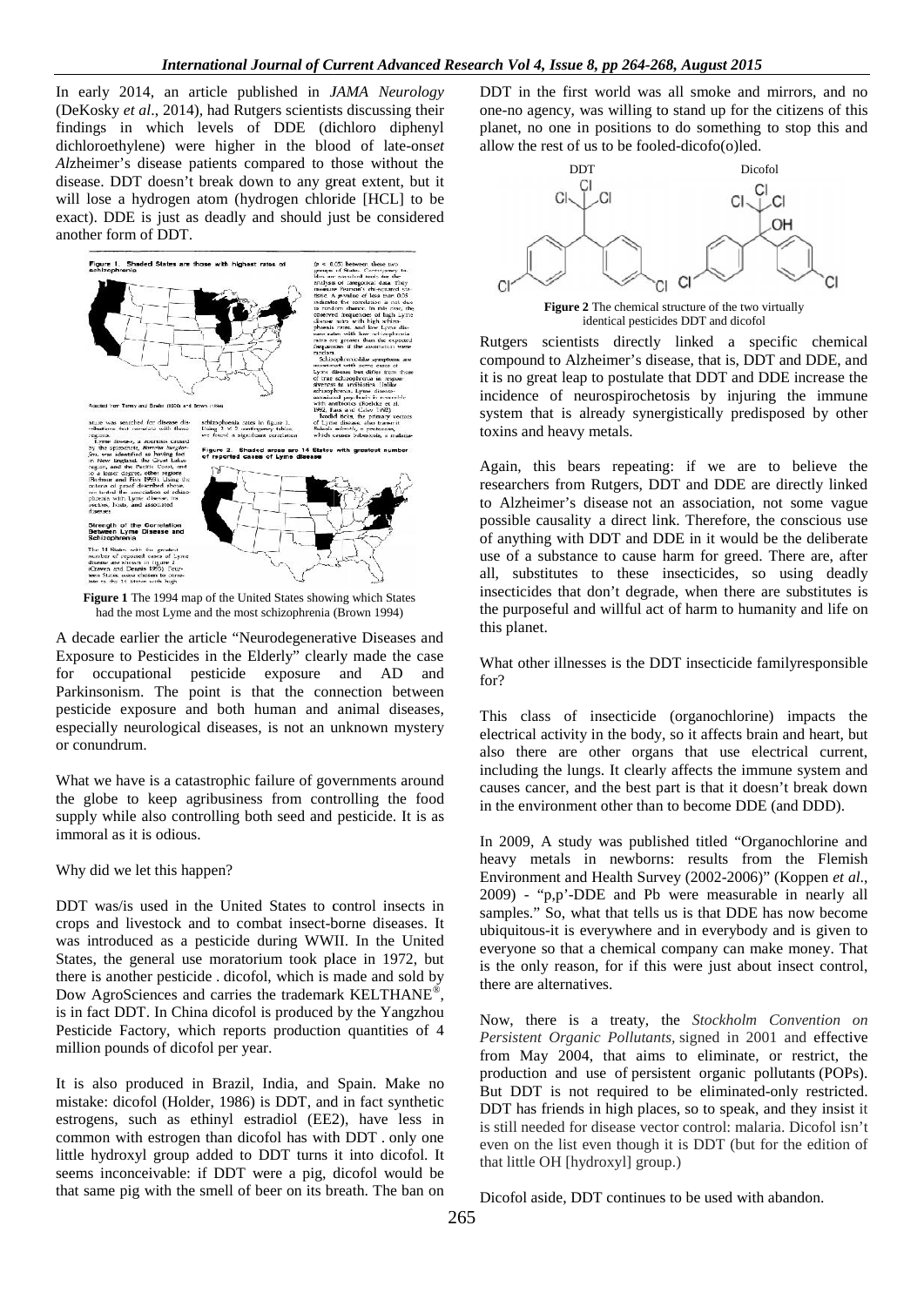In early 2014, an article published in *JAMA Neurology* (DeKosky *et al*., 2014), had Rutgers scientists discussing their findings in which levels of DDE (dichloro diphenyl dichloroethylene) were higher in the blood of late-ons*et Alz*heimer's disease patients compared to those without the disease. DDT doesn't break down to any great extent, but it will lose a hydrogen atom (hydrogen chloride [HCL] to be exact). DDE is just as deadly and should just be considered another form of DDT.

**Figure 1** The 1994 map of the United States showing which States had the most Lyme and the most schizophrenia (Brown 1994)

A decade earlier the article "Neurodegenerative Diseases and Exposure to Pesticides in the Elderly" clearly made the case for occupational pesticide exposure and AD and Parkinsonism. The point is that the connection between pesticide exposure and both human and animal diseases, especially neurological diseases, is not an unknown mystery or conundrum.

What we have is a catastrophic failure of governments around the globe to keep agribusiness from controlling the food supply while also controlling both seed and pesticide. It is as immoral as it is odious.

Why did we let this happen?

DDT was/is used in the United States to control insects in crops and livestock and to combat insect-borne diseases. It was introduced as a pesticide during WWII. In the United States, the general use moratorium took place in 1972, but there is another pesticide . dicofol, which is made and sold by Dow AgroSciences and carries the trademark KELTHANE®, is in fact DDT. In China dicofol is produced by the Yangzhou Pesticide Factory, which reports production quantities of 4 million pounds of dicofol per year.

It is also produced in Brazil, India, and Spain. Make no mistake: dicofol (Holder, 1986) is DDT, and in fact synthetic estrogens, such as ethinyl estradiol (EE2), have less in common with estrogen than dicofol has with DDT . only one little hydroxyl group added to DDT turns it into dicofol. It seems inconceivable: if DDT were a pig, dicofol would be that same pig with the smell of beer on its breath. The ban on DDT in the first world was all smoke and mirrors, and no one-no agency, was willing to stand up for the citizens of this planet, no one in positions to do something to stop this and allow the rest of us to be fooled-dicofo(o)led.

**Figure 2** The chemical structure of the two virtually identical pesticides DDT and dicofol

Rutgers scientists directly linked a specific chemical compound to Alzheimer's disease, that is, DDT and DDE, and it is no great leap to postulate that DDT and DDE increase the incidence of neurospirochetosis by injuring the immune system that is already synergistically predisposed by other toxins and heavy metals.

Again, this bears repeating: if we are to believe the researchers from Rutgers, DDT and DDE are directly linked to Alzheimer's disease not an association, not some vague possible causality a direct link. Therefore, the conscious use of anything with DDT and DDE in it would be the deliberate use of a substance to cause harm for greed. There are, after all, substitutes to these insecticides, so using deadly insecticides that don't degrade, when there are substitutes is the purposeful and willful act of harm to humanity and life on this planet.

What other illnesses is the DDT insecticide familyresponsible for?

This class of insecticide (organochlorine) impacts the electrical activity in the body, so it affects brain and heart, but also there are other organs that use electrical current, including the lungs. It clearly affects the immune system and causes cancer, and the best part is that it doesn't break down in the environment other than to become DDE (and DDD).

In 2009, A study was published titled "Organochlorine and heavy metals in newborns: results from the Flemish Environment and Health Survey (2002-2006)" (Koppen *et al*., 2009) - "p,p'-DDE and Pb were measurable in nearly all samples." So, what that tells us is that DDE has now become ubiquitous-it is everywhere and in everybody and is given to everyone so that a chemical company can make money. That is the only reason, for if this were just about insect control, there are alternatives.

Now, there is a treaty, the *Stockholm Convention on Persistent Organic Pollutants,* signed in 2001 and effective from May 2004, that aims to eliminate, or restrict, the production and use of persistent organic pollutants (POPs). But DDT is not required to be eliminated-only restricted. DDT has friends in high places, so to speak, and they insist it is still needed for disease vector control: malaria. Dicofol isn't even on the list even though it is DDT (but for the edition of that little OH [hydroxyl] group.)

Dicofol aside, DDT continues to be used with abandon.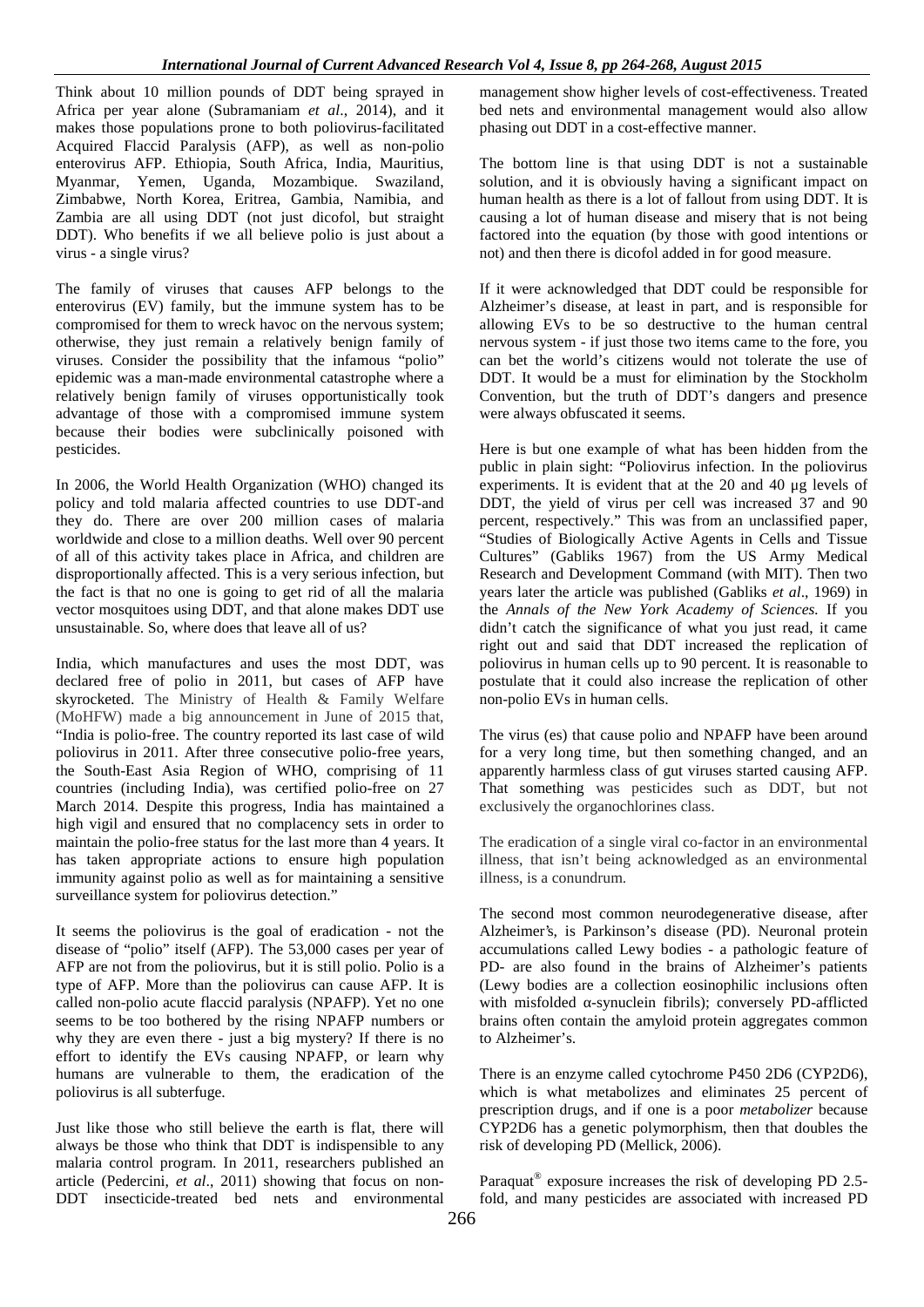Think about 10 million pounds of DDT being sprayed in Africa per year alone (Subramaniam *et al*., 2014), and it makes those populations prone to both poliovirus-facilitated Acquired Flaccid Paralysis (AFP), as well as non-polio enterovirus AFP. Ethiopia, South Africa, India, Mauritius, Myanmar, Yemen, Uganda, Mozambique. Swaziland, Zimbabwe, North Korea, Eritrea, Gambia, Namibia, and Zambia are all using DDT (not just dicofol, but straight DDT). Who benefits if we all believe polio is just about a virus - a single virus?

The family of viruses that causes AFP belongs to the enterovirus (EV) family, but the immune system has to be compromised for them to wreck havoc on the nervous system; otherwise, they just remain a relatively benign family of viruses. Consider the possibility that the infamous "polio" epidemic was a man-made environmental catastrophe where a relatively benign family of viruses opportunistically took advantage of those with a compromised immune system because their bodies were subclinically poisoned with pesticides.

In 2006, the World Health Organization (WHO) changed its policy and told malaria affected countries to use DDT-and they do. There are over 200 million cases of malaria worldwide and close to a million deaths. Well over 90 percent of all of this activity takes place in Africa, and children are disproportionally affected. This is a very serious infection, but the fact is that no one is going to get rid of all the malaria vector mosquitoes using DDT, and that alone makes DDT use unsustainable. So, where does that leave all of us?

India, which manufactures and uses the most DDT, was declared free of polio in 2011, but cases of AFP have skyrocketed. The Ministry of Health & Family Welfare (MoHFW) made a big announcement in June of 2015 that, "India is polio-free. The country reported its last case of wild poliovirus in 2011. After three consecutive polio-free years, the South-East Asia Region of WHO, comprising of 11 countries (including India), was certified polio-free on 27 March 2014. Despite this progress, India has maintained a high vigil and ensured that no complacency sets in order to maintain the polio-free status for the last more than 4 years. It has taken appropriate actions to ensure high population immunity against polio as well as for maintaining a sensitive surveillance system for poliovirus detection."

It seems the poliovirus is the goal of eradication - not the disease of "polio" itself (AFP). The 53,000 cases per year of AFP are not from the poliovirus, but it is still polio. Polio is a type of AFP. More than the poliovirus can cause AFP. It is called non-polio acute flaccid paralysis (NPAFP). Yet no one seems to be too bothered by the rising NPAFP numbers or why they are even there - just a big mystery? If there is no effort to identify the EVs causing NPAFP, or learn why humans are vulnerable to them, the eradication of the poliovirus is all subterfuge.

Just like those who still believe the earth is flat, there will always be those who think that DDT is indispensible to any malaria control program. In 2011, researchers published an article (Pedercini, *et al*., 2011) showing that focus on non-DDT insecticide-treated bed nets and environmental management show higher levels of cost-effectiveness. Treated bed nets and environmental management would also allow phasing out DDT in a cost-effective manner.

The bottom line is that using DDT is not a sustainable solution, and it is obviously having a significant impact on human health as there is a lot of fallout from using DDT. It is causing a lot of human disease and misery that is not being factored into the equation (by those with good intentions or not) and then there is dicofol added in for good measure.

If it were acknowledged that DDT could be responsible for Alzheimer's disease, at least in part, and is responsible for allowing EVs to be so destructive to the human central nervous system - if just those two items came to the fore, you can bet the world's citizens would not tolerate the use of DDT. It would be a must for elimination by the Stockholm Convention, but the truth of DDT's dangers and presence were always obfuscated it seems.

Here is but one example of what has been hidden from the public in plain sight: "Poliovirus infection. In the poliovirus experiments. It is evident that at the 20 and 40 µg levels of DDT, the yield of virus per cell was increased 37 and 90 percent, respectively." This was from an unclassified paper, "Studies of Biologically Active Agents in Cells and Tissue Cultures" (Gabliks 1967) from the US Army Medical Research and Development Command (with MIT). Then two years later the article was published (Gabliks *et al*., 1969) in the *Annals of the New York Academy of Sciences.* If you didn't catch the significance of what you just read, it came right out and said that DDT increased the replication of poliovirus in human cells up to 90 percent. It is reasonable to postulate that it could also increase the replication of other non-polio EVs in human cells.

The virus (es) that cause polio and NPAFP have been around for a very long time, but then something changed, and an apparently harmless class of gut viruses started causing AFP. That something was pesticides such as DDT, but not exclusively the organochlorines class.

The eradication of a single viral co-factor in an environmental illness, that isn't being acknowledged as an environmental illness, is a conundrum.

The second most common neurodegenerative disease, after Alzheimer's, is Parkinson's disease (PD). Neuronal protein accumulations called Lewy bodies - a pathologic feature of PD- are also found in the brains of Alzheimer's patients (Lewy bodies are a collection eosinophilic inclusions often with misfolded α-synuclein fibrils); conversely PD-afflicted brains often contain the amyloid protein aggregates common to Alzheimer's.

There is an enzyme called cytochrome P450 2D6 (CYP2D6), which is what metabolizes and eliminates 25 percent of prescription drugs, and if one is a poor *metabolizer* because CYP2D6 has a genetic polymorphism, then that doubles the risk of developing PD (Mellick, 2006).

Paraquat® exposure increases the risk of developing PD 2.5-fold, and many pesticides are associated with increased PD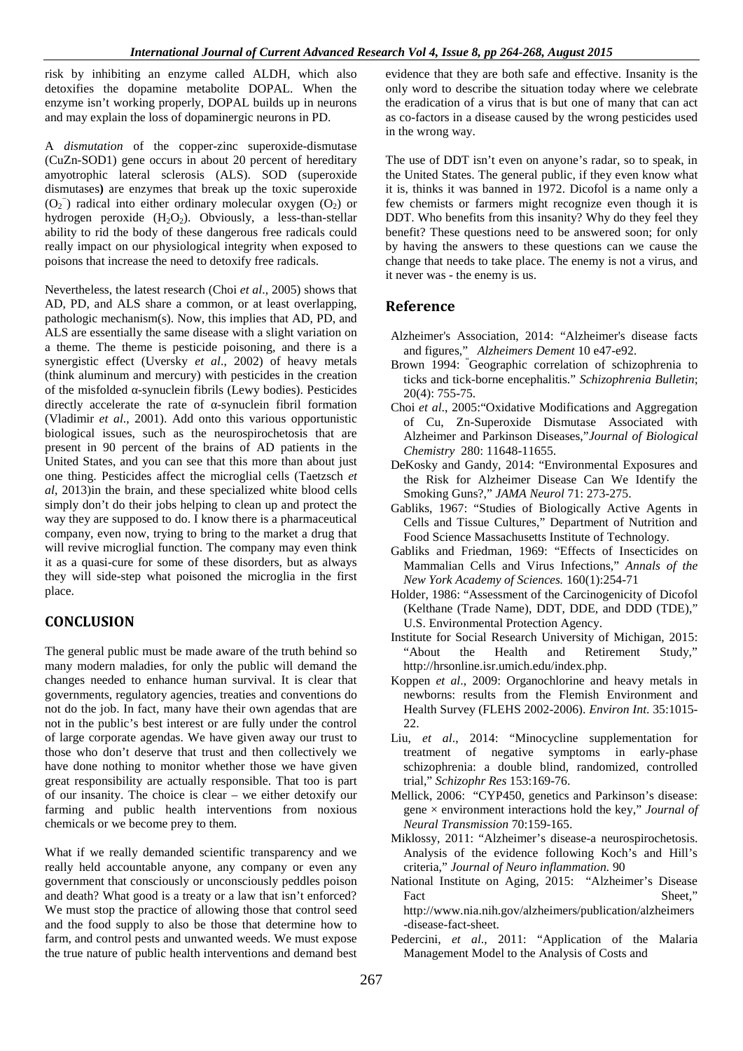risk by inhibiting an enzyme called ALDH, which also detoxifies the dopamine metabolite DOPAL. When the enzyme isn't working properly, DOPAL builds up in neurons and may explain the loss of dopaminergic neurons in PD.

A *dismutation* of the copper-zinc superoxide-dismutase (CuZn-SOD1) gene occurs in about 20 percent of hereditary amyotrophic lateral sclerosis (ALS). SOD (superoxide dismutases**)** are enzymes that break up the toxic superoxide ($O_2^-$) radical into either ordinary molecular oxygen ($O_2$) or hydrogen peroxide ($H_2O_2$). Obviously, a less-than-stellar ability to rid the body of these dangerous free radicals could really impact on our physiological integrity when exposed to poisons that increase the need to detoxify free radicals.

Nevertheless, the latest research (Choi *et al*., 2005) shows that AD, PD, and ALS share a common, or at least overlapping, pathologic mechanism(s). Now, this implies that AD, PD, and ALS are essentially the same disease with a slight variation on a theme. The theme is pesticide poisoning, and there is a synergistic effect (Uversky *et al*., 2002) of heavy metals (think aluminum and mercury) with pesticides in the creation of the misfolded α-synuclein fibrils (Lewy bodies). Pesticides directly accelerate the rate of α-synuclein fibril formation (Vladimir *et al*., 2001). Add onto this various opportunistic biological issues, such as the neurospirochetosis that are present in 90 percent of the brains of AD patients in the United States, and you can see that this more than about just one thing. Pesticides affect the microglial cells (Taetzsch *et al*, 2013)in the brain, and these specialized white blood cells simply don't do their jobs helping to clean up and protect the way they are supposed to do. I know there is a pharmaceutical company, even now, trying to bring to the market a drug that will revive microglial function. The company may even think it as a quasi-cure for some of these disorders, but as always they will side-step what poisoned the microglia in the first place.

## CONCLUSION

The general public must be made aware of the truth behind so many modern maladies, for only the public will demand the changes needed to enhance human survival. It is clear that governments, regulatory agencies, treaties and conventions do not do the job. In fact, many have their own agendas that are not in the public's best interest or are fully under the control of large corporate agendas. We have given away our trust to those who don't deserve that trust and then collectively we have done nothing to monitor whether those we have given great responsibility are actually responsible. That too is part of our insanity. The choice is clear – we either detoxify our farming and public health interventions from noxious chemicals or we become prey to them.

What if we really demanded scientific transparency and we really held accountable anyone, any company or even any government that consciously or unconsciously peddles poison and death? What good is a treaty or a law that isn't enforced? We must stop the practice of allowing those that control seed and the food supply to also be those that determine how to farm, and control pests and unwanted weeds. We must expose the true nature of public health interventions and demand best evidence that they are both safe and effective. Insanity is the only word to describe the situation today where we celebrate the eradication of a virus that is but one of many that can act as co-factors in a disease caused by the wrong pesticides used in the wrong way.

The use of DDT isn't even on anyone's radar, so to speak, in the United States. The general public, if they even know what it is, thinks it was banned in 1972. Dicofol is a name only a few chemists or farmers might recognize even though it is DDT. Who benefits from this insanity? Why do they feel they benefit? These questions need to be answered soon; for only by having the answers to these questions can we cause the change that needs to take place. The enemy is not a virus, and it never was - the enemy is us.

## Reference

Alzheimer's Association, 2014: "Alzheimer's disease facts and figures," *Alzheimers Dement* 10 e47-e92.

Brown 1994: "Geographic correlation of schizophrenia to ticks and tick-borne encephalitis." *Schizophrenia Bulletin*; 20(4): 755-75.

Choi *et al*., 2005:"Oxidative Modifications and Aggregation of Cu, Zn-Superoxide Dismutase Associated with Alzheimer and Parkinson Diseases,"*Journal of Biological Chemistry* 280: 11648-11655.

DeKosky and Gandy, 2014: "Environmental Exposures and the Risk for Alzheimer Disease Can We Identify the Smoking Guns?," *JAMA Neurol* 71: 273-275.

Gabliks, 1967: "Studies of Biologically Active Agents in Cells and Tissue Cultures," Department of Nutrition and Food Science Massachusetts Institute of Technology.

Gabliks and Friedman, 1969: "Effects of Insecticides on Mammalian Cells and Virus Infections," *Annals of the New York Academy of Sciences.* 160(1):254-71

Holder, 1986: "Assessment of the Carcinogenicity of Dicofol (Kelthane (Trade Name), DDT, DDE, and DDD (TDE)," U.S. Environmental Protection Agency.

Institute for Social Research University of Michigan, 2015: "About the Health and Retirement Study," http://hrsonline.isr.umich.edu/index.php.

Koppen *et al*., 2009: Organochlorine and heavy metals in newborns: results from the Flemish Environment and Health Survey (FLEHS 2002-2006). *Environ Int.* 35:1015-22.

Liu, *et al*., 2014: "Minocycline supplementation for treatment of negative symptoms in early-phase schizophrenia: a double blind, randomized, controlled trial," *Schizophr Res* 153:169-76.

Mellick, 2006: "CYP450, genetics and Parkinson's disease: gene × environment interactions hold the key," *Journal of Neural Transmission* 70:159-165.

Miklossy, 2011: "Alzheimer's disease-a neurospirochetosis. Analysis of the evidence following Koch's and Hill's criteria," *Journal of Neuro inflammation.* 90

National Institute on Aging, 2015: "Alzheimer's Disease Fact Sheet," http://www.nia.nih.gov/alzheimers/publication/alzheimers-disease-fact-sheet.

Pedercini, *et al*., 2011: "Application of the Malaria Management Model to the Analysis of Costs and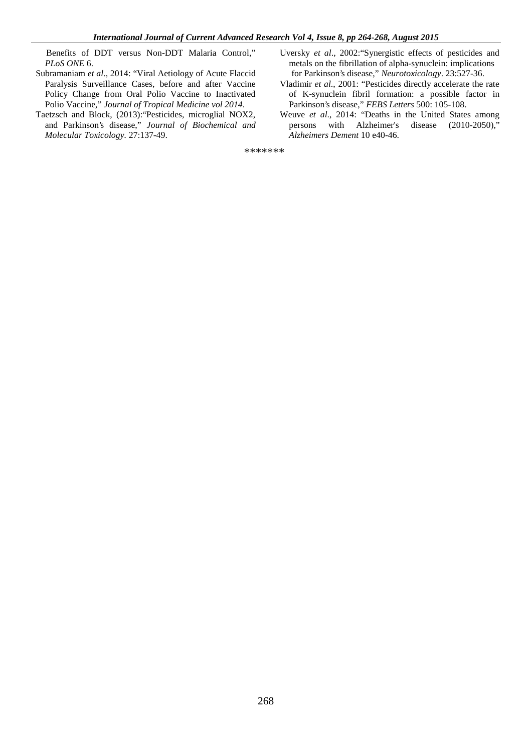Benefits of DDT versus Non-DDT Malaria Control," *PLoS ONE* 6.

Subramaniam *et al*., 2014: "Viral Aetiology of Acute Flaccid Paralysis Surveillance Cases, before and after Vaccine Policy Change from Oral Polio Vaccine to Inactivated Polio Vaccine," *Journal of Tropical Medicine vol 2014*.

Taetzsch and Block, (2013):"Pesticides, microglial NOX2, and Parkinson's disease," *Journal of Biochemical and Molecular Toxicology*. 27:137-49.

Uversky *et al*., 2002:"Synergistic effects of pesticides and metals on the fibrillation of alpha-synuclein: implications for Parkinson's disease," *Neurotoxicology*. 23:527-36.

Vladimir *et al*., 2001: "Pesticides directly accelerate the rate of K-synuclein fibril formation: a possible factor in Parkinson's disease," *FEBS Letters* 500: 105-108.

Weuve *et al*., 2014: "Deaths in the United States among persons with Alzheimer's disease (2010-2050)," *Alzheimers Dement* 10 e40-46.

*******